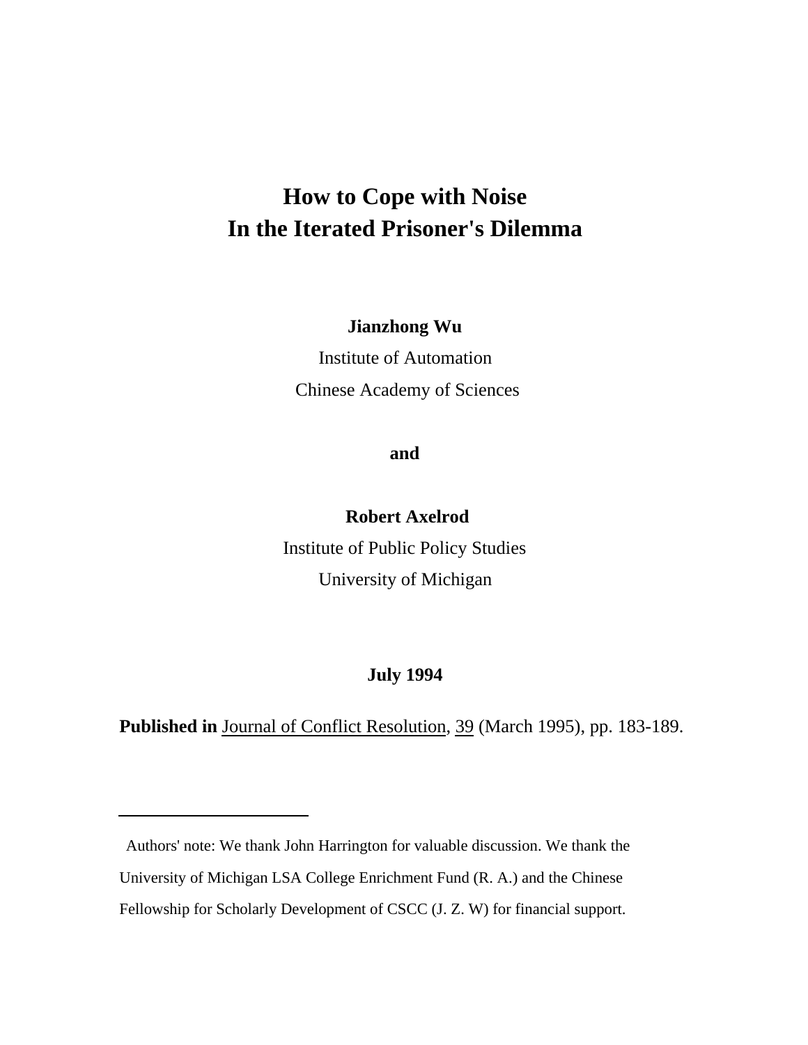# How to Cope with Noise
# In the Iterated Prisoner's Dilemma

**Jianzhong Wu**

Institute of Automation

Chinese Academy of Sciences

**and**

**Robert Axelrod**

Institute of Public Policy Studies

University of Michigan

**July 1994**

**Published in** Journal of Conflict Resolution, 39 (March 1995), pp. 183-189.

---

Authors' note: We thank John Harrington for valuable discussion. We thank the University of Michigan LSA College Enrichment Fund (R. A.) and the Chinese Fellowship for Scholarly Development of CSCC (J. Z. W) for financial support.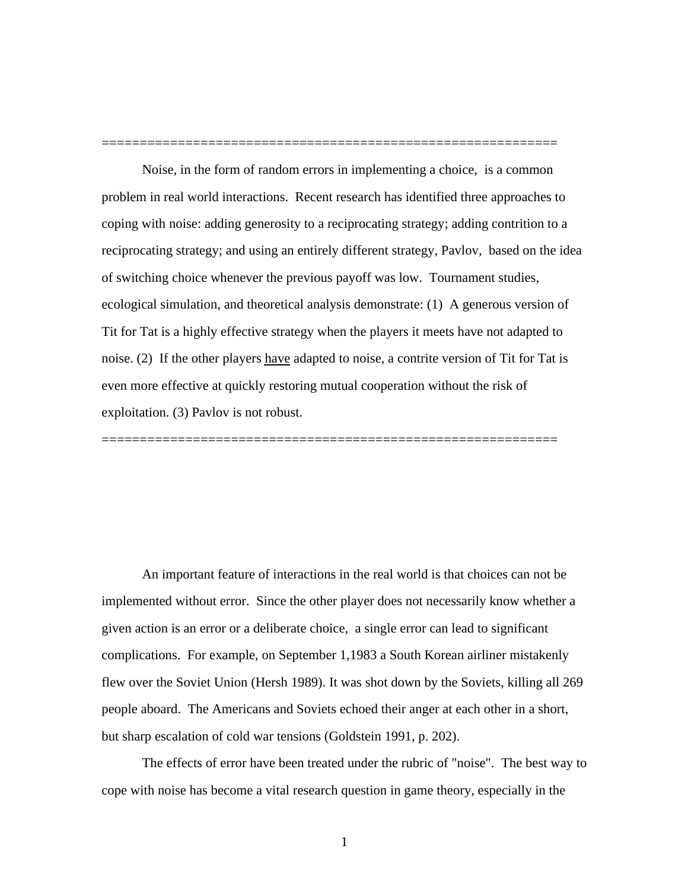==============================================================

Noise, in the form of random errors in implementing a choice, is a common problem in real world interactions. Recent research has identified three approaches to coping with noise: adding generosity to a reciprocating strategy; adding contrition to a reciprocating strategy; and using an entirely different strategy, Pavlov, based on the idea of switching choice whenever the previous payoff was low. Tournament studies, ecological simulation, and theoretical analysis demonstrate: (1) A generous version of Tit for Tat is a highly effective strategy when the players it meets have not adapted to noise. (2) If the other players <u>have</u> adapted to noise, a contrite version of Tit for Tat is even more effective at quickly restoring mutual cooperation without the risk of exploitation. (3) Pavlov is not robust.

==============================================================

An important feature of interactions in the real world is that choices can not be implemented without error. Since the other player does not necessarily know whether a given action is an error or a deliberate choice, a single error can lead to significant complications. For example, on September 1,1983 a South Korean airliner mistakenly flew over the Soviet Union (Hersh 1989). It was shot down by the Soviets, killing all 269 people aboard. The Americans and Soviets echoed their anger at each other in a short, but sharp escalation of cold war tensions (Goldstein 1991, p. 202).

The effects of error have been treated under the rubric of "noise". The best way to cope with noise has become a vital research question in game theory, especially in the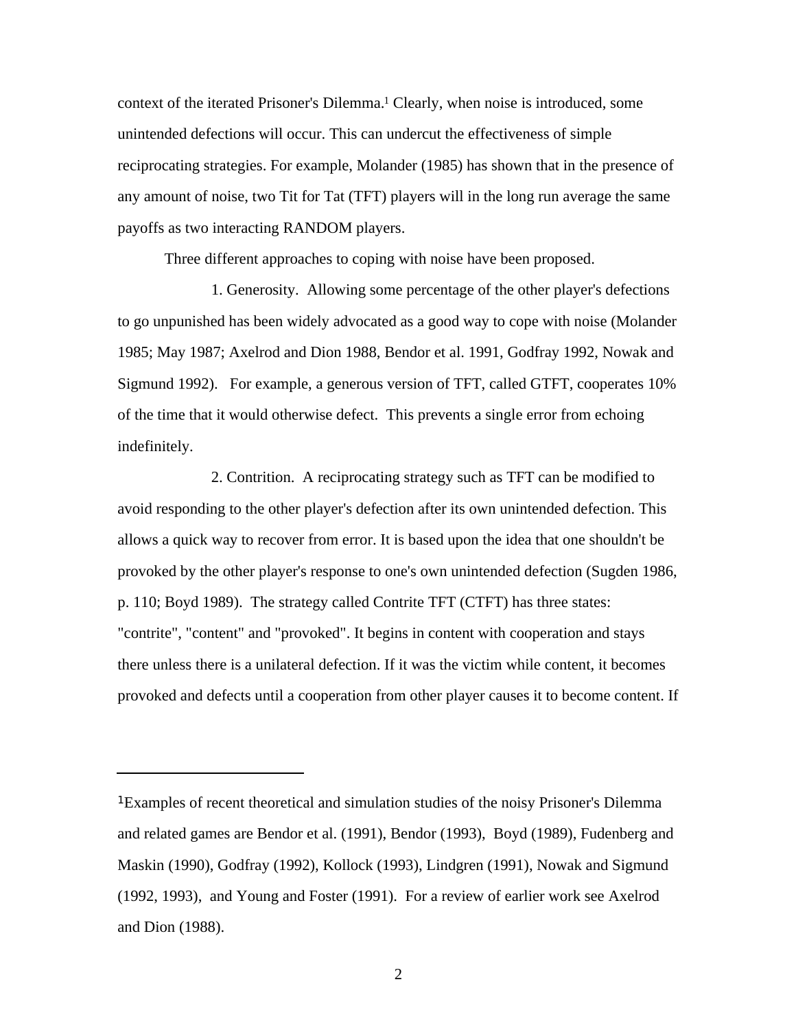context of the iterated Prisoner's Dilemma.[1] Clearly, when noise is introduced, some unintended defections will occur. This can undercut the effectiveness of simple reciprocating strategies. For example, Molander (1985) has shown that in the presence of any amount of noise, two Tit for Tat (TFT) players will in the long run average the same payoffs as two interacting RANDOM players.

Three different approaches to coping with noise have been proposed.

1. Generosity. Allowing some percentage of the other player's defections to go unpunished has been widely advocated as a good way to cope with noise (Molander 1985; May 1987; Axelrod and Dion 1988, Bendor et al. 1991, Godfray 1992, Nowak and Sigmund 1992). For example, a generous version of TFT, called GTFT, cooperates 10% of the time that it would otherwise defect. This prevents a single error from echoing indefinitely.

2. Contrition. A reciprocating strategy such as TFT can be modified to avoid responding to the other player's defection after its own unintended defection. This allows a quick way to recover from error. It is based upon the idea that one shouldn't be provoked by the other player's response to one's own unintended defection (Sugden 1986, p. 110; Boyd 1989). The strategy called Contrite TFT (CTFT) has three states: "contrite", "content" and "provoked". It begins in content with cooperation and stays there unless there is a unilateral defection. If it was the victim while content, it becomes provoked and defects until a cooperation from other player causes it to become content. If

---

[1] Examples of recent theoretical and simulation studies of the noisy Prisoner's Dilemma and related games are Bendor et al. (1991), Bendor (1993), Boyd (1989), Fudenberg and Maskin (1990), Godfray (1992), Kollock (1993), Lindgren (1991), Nowak and Sigmund (1992, 1993), and Young and Foster (1991). For a review of earlier work see Axelrod and Dion (1988).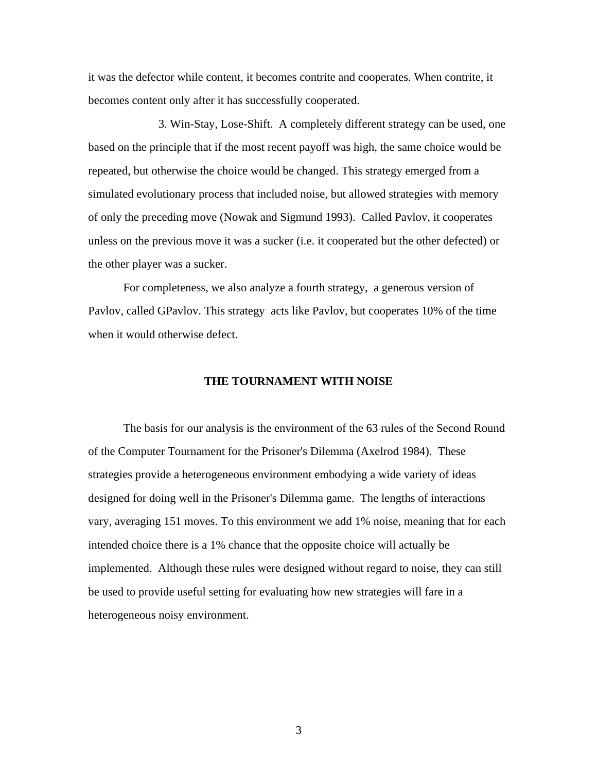it was the defector while content, it becomes contrite and cooperates. When contrite, it becomes content only after it has successfully cooperated.

3. Win-Stay, Lose-Shift. A completely different strategy can be used, one based on the principle that if the most recent payoff was high, the same choice would be repeated, but otherwise the choice would be changed. This strategy emerged from a simulated evolutionary process that included noise, but allowed strategies with memory of only the preceding move (Nowak and Sigmund 1993). Called Pavlov, it cooperates unless on the previous move it was a sucker (i.e. it cooperated but the other defected) or the other player was a sucker.

For completeness, we also analyze a fourth strategy, a generous version of Pavlov, called GPavlov. This strategy acts like Pavlov, but cooperates 10% of the time when it would otherwise defect.

## THE TOURNAMENT WITH NOISE

The basis for our analysis is the environment of the 63 rules of the Second Round of the Computer Tournament for the Prisoner's Dilemma (Axelrod 1984). These strategies provide a heterogeneous environment embodying a wide variety of ideas designed for doing well in the Prisoner's Dilemma game. The lengths of interactions vary, averaging 151 moves. To this environment we add 1% noise, meaning that for each intended choice there is a 1% chance that the opposite choice will actually be implemented. Although these rules were designed without regard to noise, they can still be used to provide useful setting for evaluating how new strategies will fare in a heterogeneous noisy environment.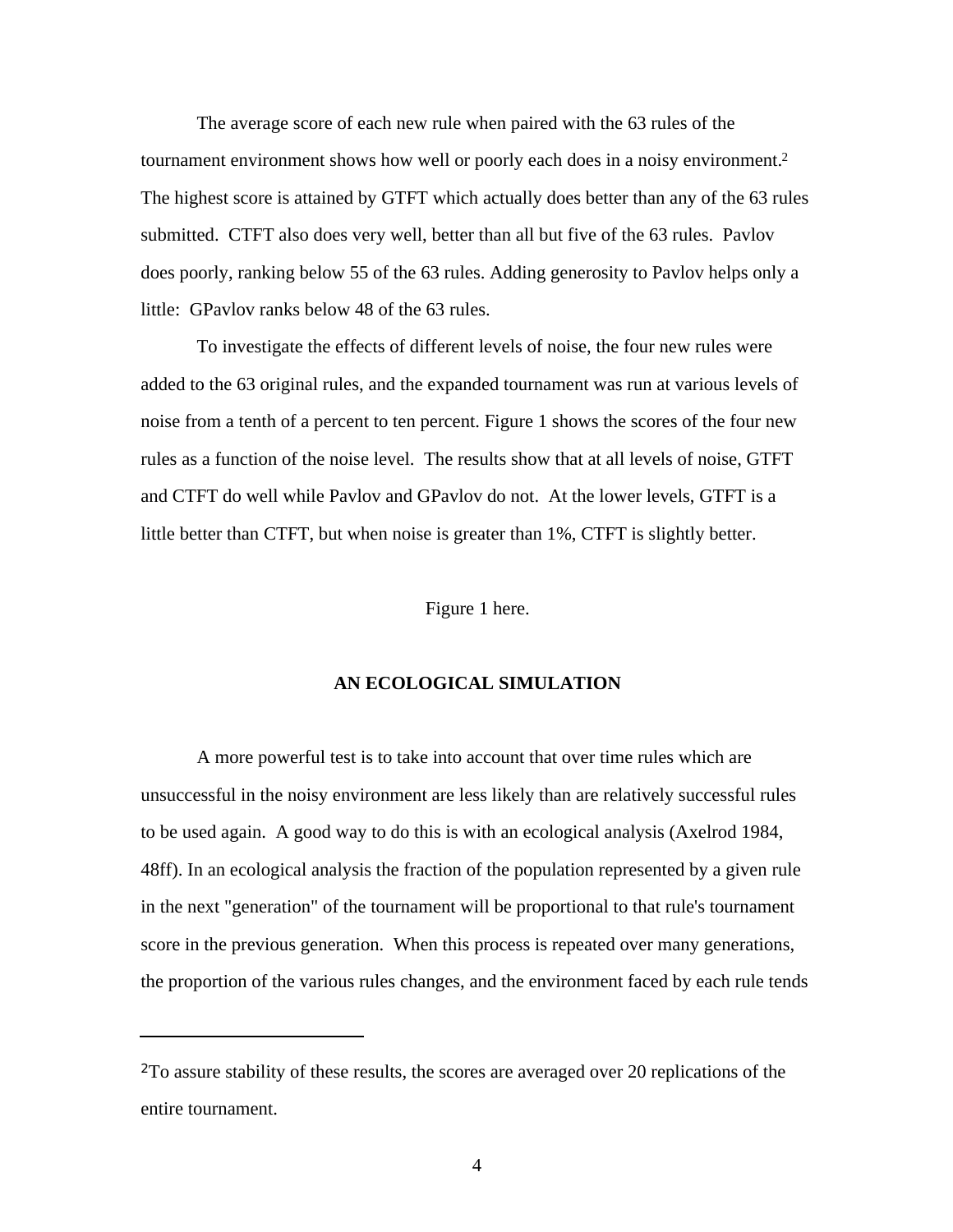The average score of each new rule when paired with the 63 rules of the tournament environment shows how well or poorly each does in a noisy environment.[2] The highest score is attained by GTFT which actually does better than any of the 63 rules submitted. CTFT also does very well, better than all but five of the 63 rules. Pavlov does poorly, ranking below 55 of the 63 rules. Adding generosity to Pavlov helps only a little: GPavlov ranks below 48 of the 63 rules.

To investigate the effects of different levels of noise, the four new rules were added to the 63 original rules, and the expanded tournament was run at various levels of noise from a tenth of a percent to ten percent. Figure 1 shows the scores of the four new rules as a function of the noise level. The results show that at all levels of noise, GTFT and CTFT do well while Pavlov and GPavlov do not. At the lower levels, GTFT is a little better than CTFT, but when noise is greater than 1%, CTFT is slightly better.

Figure 1 here.

## AN ECOLOGICAL SIMULATION

A more powerful test is to take into account that over time rules which are unsuccessful in the noisy environment are less likely than are relatively successful rules to be used again. A good way to do this is with an ecological analysis (Axelrod 1984, 48ff). In an ecological analysis the fraction of the population represented by a given rule in the next "generation" of the tournament will be proportional to that rule's tournament score in the previous generation. When this process is repeated over many generations, the proportion of the various rules changes, and the environment faced by each rule tends

---

[2] To assure stability of these results, the scores are averaged over 20 replications of the entire tournament.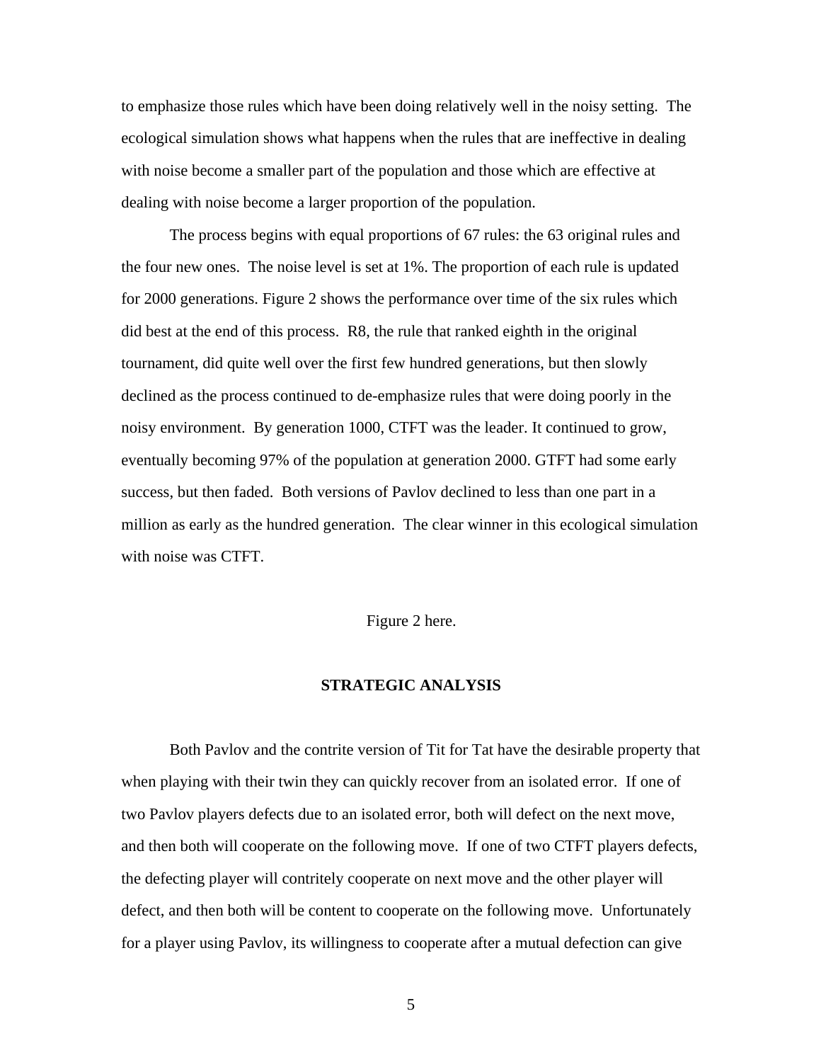to emphasize those rules which have been doing relatively well in the noisy setting. The ecological simulation shows what happens when the rules that are ineffective in dealing with noise become a smaller part of the population and those which are effective at dealing with noise become a larger proportion of the population.

The process begins with equal proportions of 67 rules: the 63 original rules and the four new ones. The noise level is set at 1%. The proportion of each rule is updated for 2000 generations. Figure 2 shows the performance over time of the six rules which did best at the end of this process. R8, the rule that ranked eighth in the original tournament, did quite well over the first few hundred generations, but then slowly declined as the process continued to de-emphasize rules that were doing poorly in the noisy environment. By generation 1000, CTFT was the leader. It continued to grow, eventually becoming 97% of the population at generation 2000. GTFT had some early success, but then faded. Both versions of Pavlov declined to less than one part in a million as early as the hundred generation. The clear winner in this ecological simulation with noise was CTFT.

Figure 2 here.

## STRATEGIC ANALYSIS

Both Pavlov and the contrite version of Tit for Tat have the desirable property that when playing with their twin they can quickly recover from an isolated error. If one of two Pavlov players defects due to an isolated error, both will defect on the next move, and then both will cooperate on the following move. If one of two CTFT players defects, the defecting player will contritely cooperate on next move and the other player will defect, and then both will be content to cooperate on the following move. Unfortunately for a player using Pavlov, its willingness to cooperate after a mutual defection can give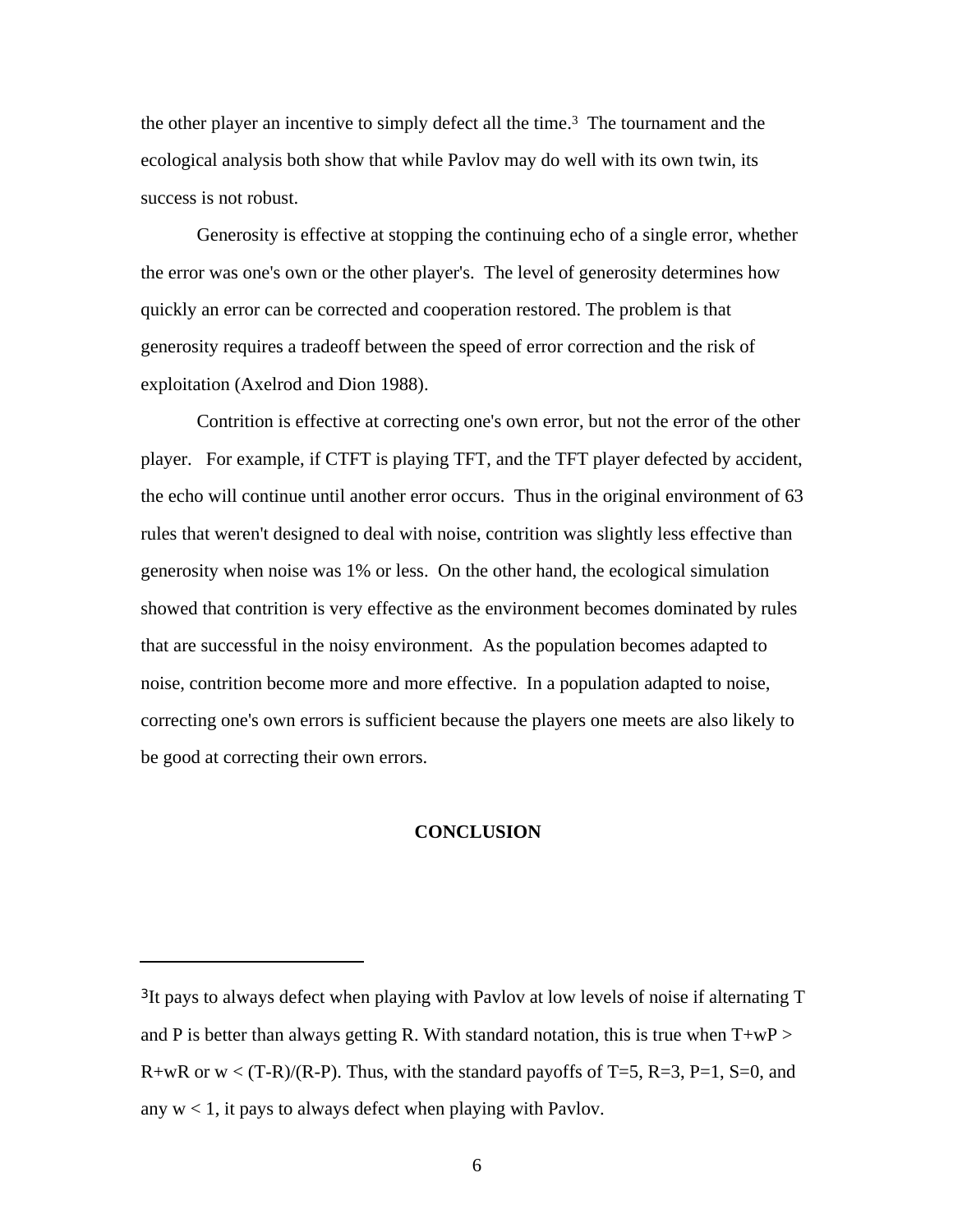the other player an incentive to simply defect all the time.[3] The tournament and the ecological analysis both show that while Pavlov may do well with its own twin, its success is not robust.

Generosity is effective at stopping the continuing echo of a single error, whether the error was one's own or the other player's. The level of generosity determines how quickly an error can be corrected and cooperation restored. The problem is that generosity requires a tradeoff between the speed of error correction and the risk of exploitation (Axelrod and Dion 1988).

Contrition is effective at correcting one's own error, but not the error of the other player. For example, if CTFT is playing TFT, and the TFT player defected by accident, the echo will continue until another error occurs. Thus in the original environment of 63 rules that weren't designed to deal with noise, contrition was slightly less effective than generosity when noise was 1% or less. On the other hand, the ecological simulation showed that contrition is very effective as the environment becomes dominated by rules that are successful in the noisy environment. As the population becomes adapted to noise, contrition become more and more effective. In a population adapted to noise, correcting one's own errors is sufficient because the players one meets are also likely to be good at correcting their own errors.

## CONCLUSION

---

[3]It pays to always defect when playing with Pavlov at low levels of noise if alternating T and P is better than always getting R. With standard notation, this is true when $T+wP > R+wR$ or $w < (T-R)/(R-P)$. Thus, with the standard payoffs of $T=5$, $R=3$, $P=1$, $S=0$, and any $w < 1$, it pays to always defect when playing with Pavlov.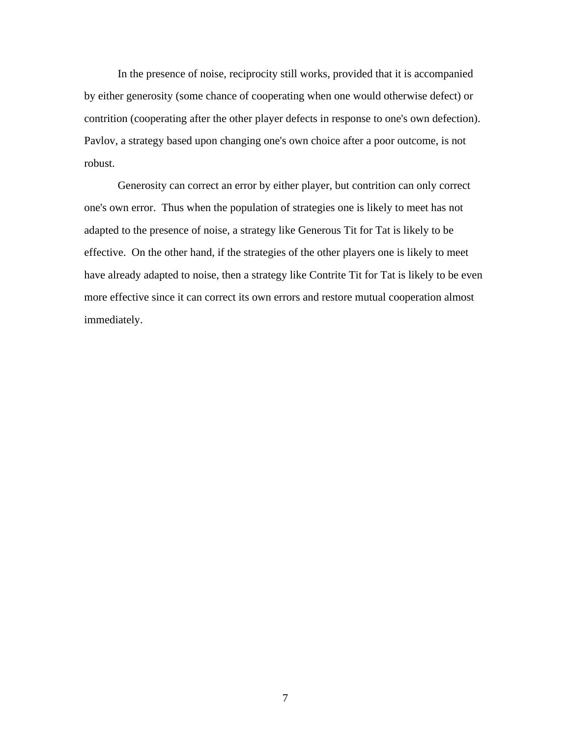In the presence of noise, reciprocity still works, provided that it is accompanied by either generosity (some chance of cooperating when one would otherwise defect) or contrition (cooperating after the other player defects in response to one's own defection). Pavlov, a strategy based upon changing one's own choice after a poor outcome, is not robust.

Generosity can correct an error by either player, but contrition can only correct one's own error. Thus when the population of strategies one is likely to meet has not adapted to the presence of noise, a strategy like Generous Tit for Tat is likely to be effective. On the other hand, if the strategies of the other players one is likely to meet have already adapted to noise, then a strategy like Contrite Tit for Tat is likely to be even more effective since it can correct its own errors and restore mutual cooperation almost immediately.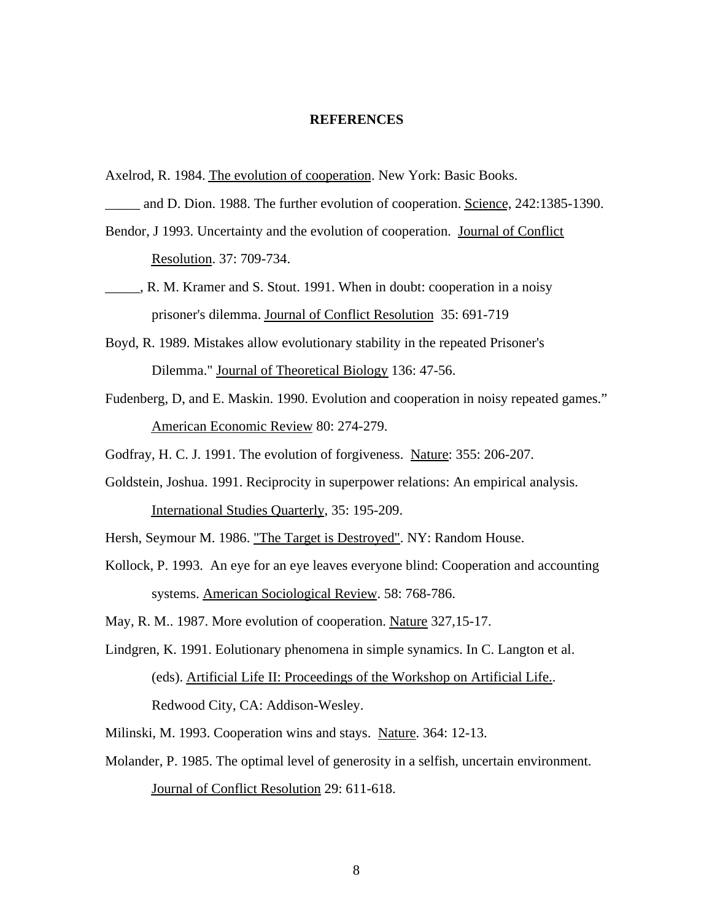**REFERENCES**

Axelrod, R. 1984. The evolution of cooperation. New York: Basic Books.

_____ and D. Dion. 1988. The further evolution of cooperation. Science, 242:1385-1390.

Bendor, J 1993. Uncertainty and the evolution of cooperation. Journal of Conflict Resolution. 37: 709-734.

_____, R. M. Kramer and S. Stout. 1991. When in doubt: cooperation in a noisy prisoner's dilemma. Journal of Conflict Resolution 35: 691-719

Boyd, R. 1989. Mistakes allow evolutionary stability in the repeated Prisoner's Dilemma." Journal of Theoretical Biology 136: 47-56.

Fudenberg, D, and E. Maskin. 1990. Evolution and cooperation in noisy repeated games." American Economic Review 80: 274-279.

Godfray, H. C. J. 1991. The evolution of forgiveness. Nature: 355: 206-207.

Goldstein, Joshua. 1991. Reciprocity in superpower relations: An empirical analysis. International Studies Quarterly, 35: 195-209.

Hersh, Seymour M. 1986. "The Target is Destroyed". NY: Random House.

Kollock, P. 1993. An eye for an eye leaves everyone blind: Cooperation and accounting systems. American Sociological Review. 58: 768-786.

May, R. M.. 1987. More evolution of cooperation. Nature 327,15-17.

Lindgren, K. 1991. Eolutionary phenomena in simple synamics. In C. Langton et al. (eds). Artificial Life II: Proceedings of the Workshop on Artificial Life.. Redwood City, CA: Addison-Wesley.

Milinski, M. 1993. Cooperation wins and stays. Nature. 364: 12-13.

Molander, P. 1985. The optimal level of generosity in a selfish, uncertain environment. Journal of Conflict Resolution 29: 611-618.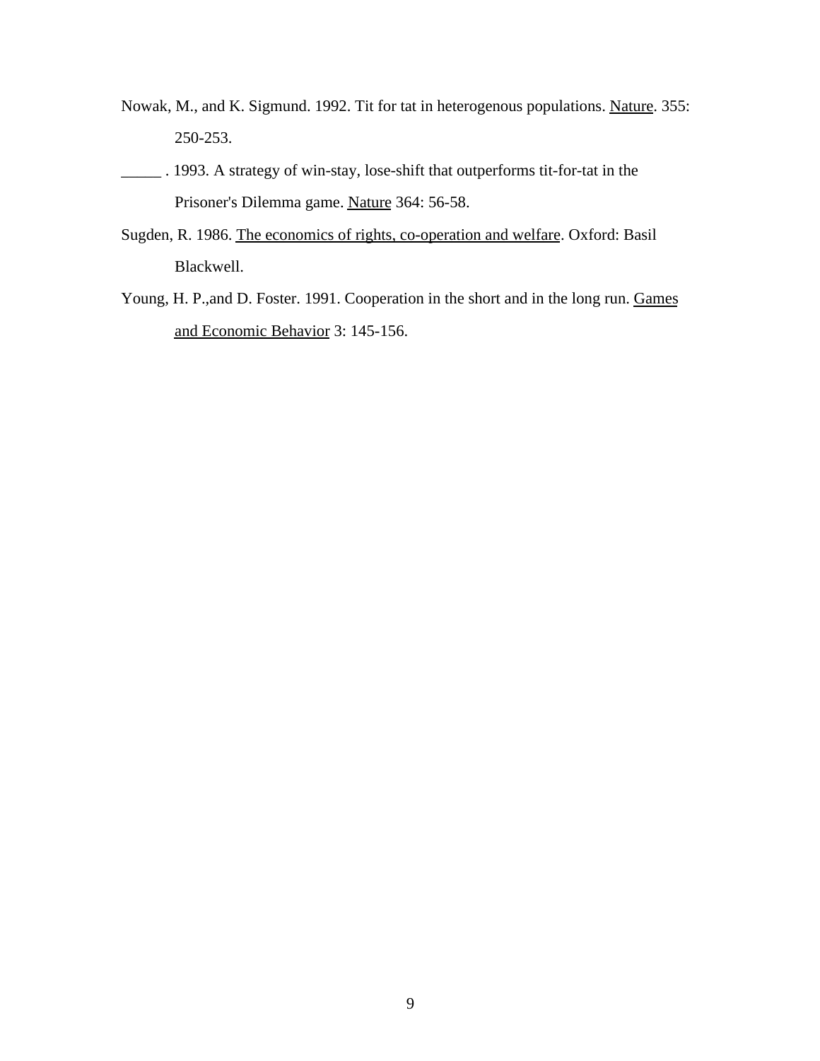Nowak, M., and K. Sigmund. 1992. Tit for tat in heterogenous populations. Nature. 355: 250-253.

_____ . 1993. A strategy of win-stay, lose-shift that outperforms tit-for-tat in the Prisoner's Dilemma game. Nature 364: 56-58.

Sugden, R. 1986. The economics of rights, co-operation and welfare. Oxford: Basil Blackwell.

Young, H. P.,and D. Foster. 1991. Cooperation in the short and in the long run. Games and Economic Behavior 3: 145-156.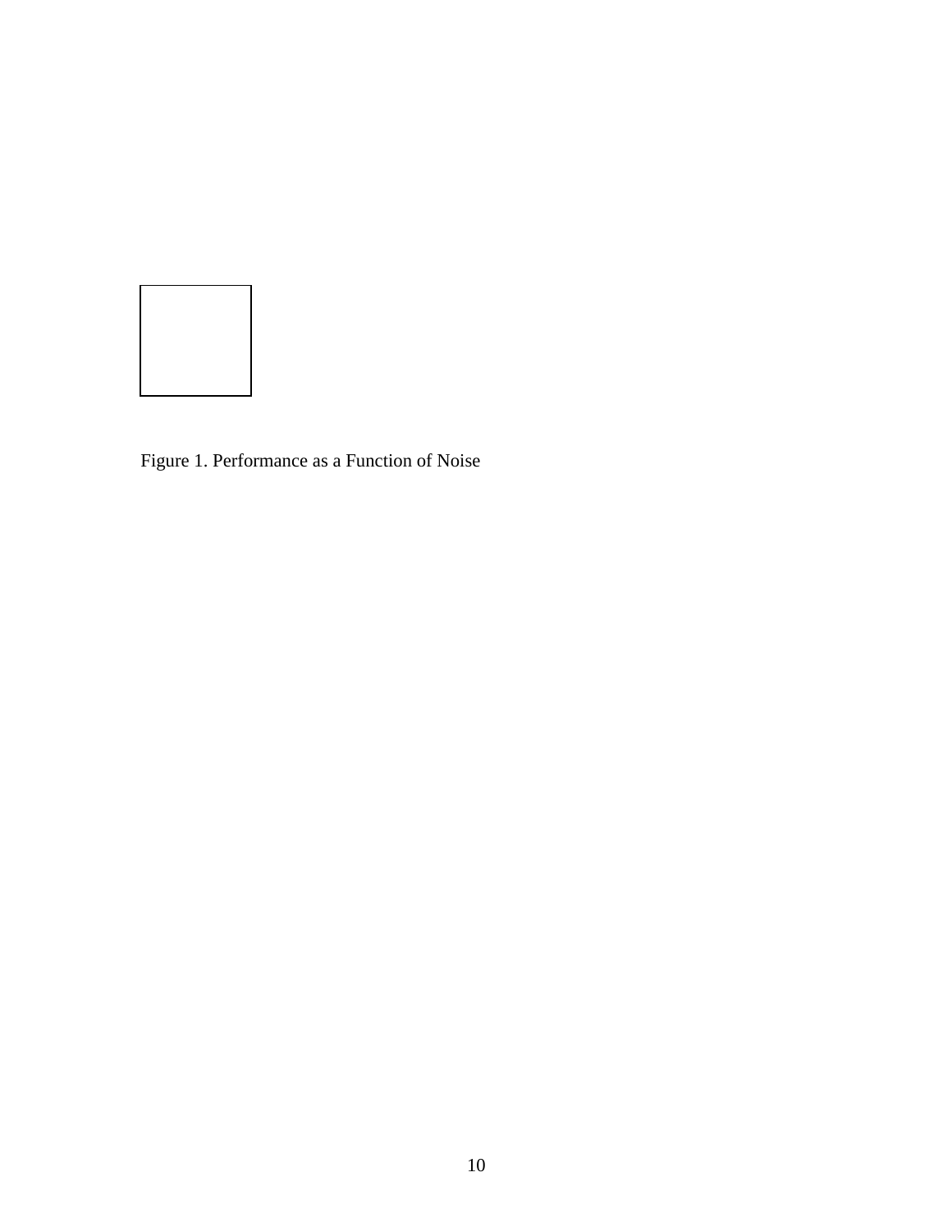Figure 1. Performance as a Function of Noise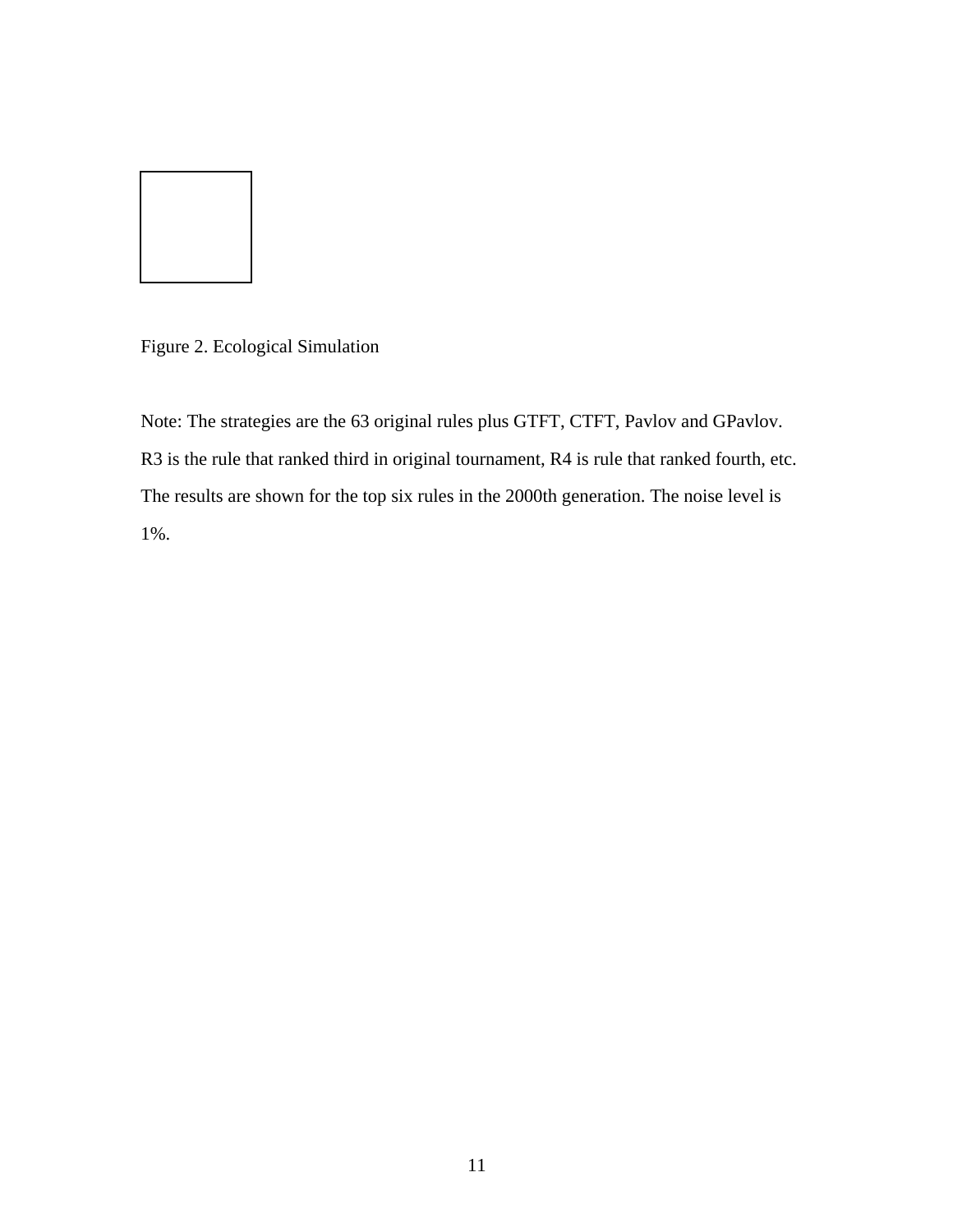Figure 2. Ecological Simulation

Note: The strategies are the 63 original rules plus GTFT, CTFT, Pavlov and GPavlov. R3 is the rule that ranked third in original tournament, R4 is rule that ranked fourth, etc. The results are shown for the top six rules in the 2000th generation. The noise level is 1%.